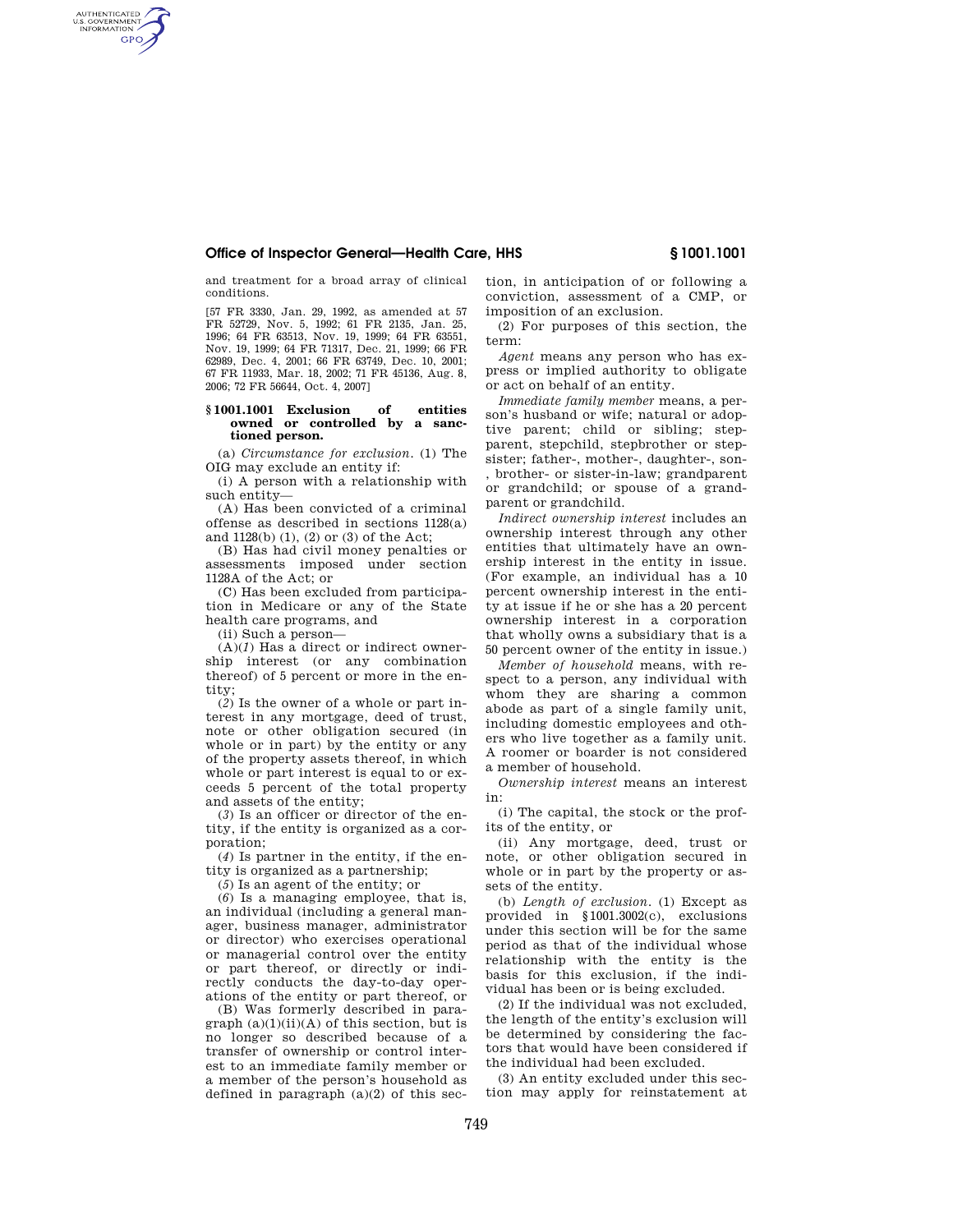and treatment for a broad array of clinical conditions.

[57 FR 3330, Jan. 29, 1992, as amended at 57 FR 52729, Nov. 5, 1992; 61 FR 2135, Jan. 25, 1996; 64 FR 63513, Nov. 19, 1999; 64 FR 63551, Nov. 19, 1999; 64 FR 71317, Dec. 21, 1999; 66 FR 62989, Dec. 4, 2001; 66 FR 63749, Dec. 10, 2001; 67 FR 11933, Mar. 18, 2002; 71 FR 45136, Aug. 8, 2006; 72 FR 56644, Oct. 4, 2007]

## § 1001.1001 Exclusion of entities owned or controlled by a sanctioned person.

(a) *Circumstance for exclusion.* (1) The OIG may exclude an entity if:

(i) A person with a relationship with such entity—

(A) Has been convicted of a criminal offense as described in sections 1128(a) and 1128(b) (1), (2) or (3) of the Act;

(B) Has had civil money penalties or assessments imposed under section 1128A of the Act; or

(C) Has been excluded from participation in Medicare or any of the State health care programs, and

(ii) Such a person—

(A)(*1*) Has a direct or indirect ownership interest (or any combination thereof) of 5 percent or more in the entity;

(*2*) Is the owner of a whole or part interest in any mortgage, deed of trust, note or other obligation secured (in whole or in part) by the entity or any of the property assets thereof, in which whole or part interest is equal to or exceeds 5 percent of the total property and assets of the entity;

(*3*) Is an officer or director of the entity, if the entity is organized as a corporation;

(*4*) Is partner in the entity, if the entity is organized as a partnership;

(*5*) Is an agent of the entity; or

(*6*) Is a managing employee, that is, an individual (including a general manager, business manager, administrator or director) who exercises operational or managerial control over the entity or part thereof, or directly or indirectly conducts the day-to-day operations of the entity or part thereof, or

(B) Was formerly described in paragraph (a)(1)(ii)(A) of this section, but is no longer so described because of a transfer of ownership or control interest to an immediate family member or a member of the person's household as defined in paragraph (a)(2) of this section, in anticipation of or following a conviction, assessment of a CMP, or imposition of an exclusion.

(2) For purposes of this section, the term:

*Agent* means any person who has express or implied authority to obligate or act on behalf of an entity.

*Immediate family member* means, a person's husband or wife; natural or adoptive parent; child or sibling; stepparent, stepchild, stepbrother or stepsister; father-, mother-, daughter-, son-, brother- or sister-in-law; grandparent or grandchild; or spouse of a grandparent or grandchild.

*Indirect ownership interest* includes an ownership interest through any other entities that ultimately have an ownership interest in the entity in issue. (For example, an individual has a 10 percent ownership interest in the entity at issue if he or she has a 20 percent ownership interest in a corporation that wholly owns a subsidiary that is a 50 percent owner of the entity in issue.)

*Member of household* means, with respect to a person, any individual with whom they are sharing a common abode as part of a single family unit, including domestic employees and others who live together as a family unit. A roomer or boarder is not considered a member of household.

*Ownership interest* means an interest in:

(i) The capital, the stock or the profits of the entity, or

(ii) Any mortgage, deed, trust or note, or other obligation secured in whole or in part by the property or assets of the entity.

(b) *Length of exclusion.* (1) Except as provided in §1001.3002(c), exclusions under this section will be for the same period as that of the individual whose relationship with the entity is the basis for this exclusion, if the individual has been or is being excluded.

(2) If the individual was not excluded, the length of the entity's exclusion will be determined by considering the factors that would have been considered if the individual had been excluded.

(3) An entity excluded under this section may apply for reinstatement at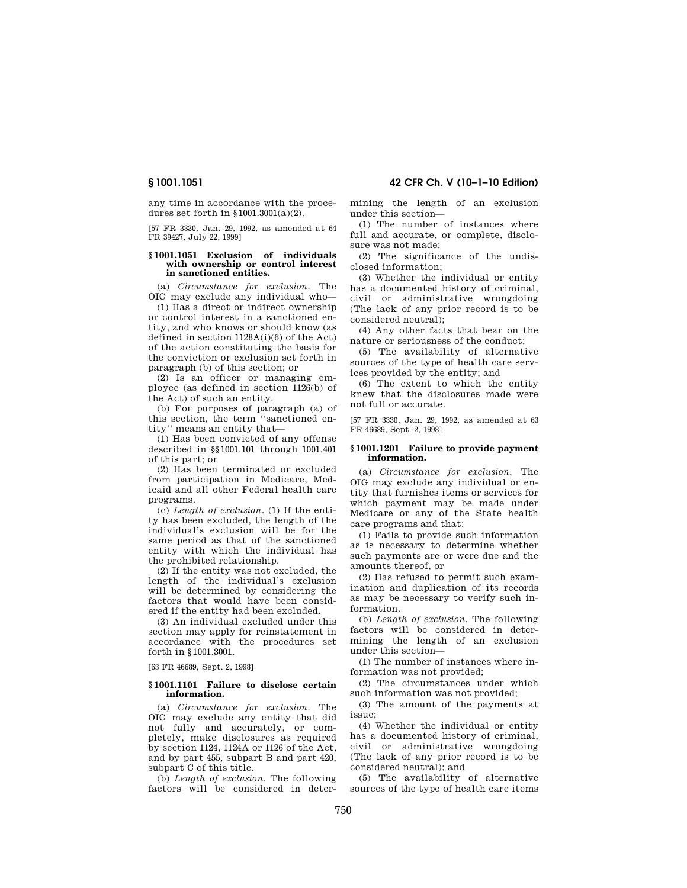any time in accordance with the procedures set forth in §1001.3001(a)(2).

[57 FR 3330, Jan. 29, 1992, as amended at 64 FR 39427, July 22, 1999]

### §1001.1051 Exclusion of individuals with ownership or control interest in sanctioned entities.

(a) *Circumstance for exclusion.* The OIG may exclude any individual who—

(1) Has a direct or indirect ownership or control interest in a sanctioned entity, and who knows or should know (as defined in section 1128A(i)(6) of the Act) of the action constituting the basis for the conviction or exclusion set forth in paragraph (b) of this section; or

(2) Is an officer or managing employee (as defined in section 1126(b) of the Act) of such an entity.

(b) For purposes of paragraph (a) of this section, the term ''sanctioned entity'' means an entity that—

(1) Has been convicted of any offense described in §§1001.101 through 1001.401 of this part; or

(2) Has been terminated or excluded from participation in Medicare, Medicaid and all other Federal health care programs.

(c) *Length of exclusion.* (1) If the entity has been excluded, the length of the individual's exclusion will be for the same period as that of the sanctioned entity with which the individual has the prohibited relationship.

(2) If the entity was not excluded, the length of the individual's exclusion will be determined by considering the factors that would have been considered if the entity had been excluded.

(3) An individual excluded under this section may apply for reinstatement in accordance with the procedures set forth in §1001.3001.

[63 FR 46689, Sept. 2, 1998]

### §1001.1101 Failure to disclose certain information.

(a) *Circumstance for exclusion.* The OIG may exclude any entity that did not fully and accurately, or completely, make disclosures as required by section 1124, 1124A or 1126 of the Act, and by part 455, subpart B and part 420, subpart C of this title.

(b) *Length of exclusion.* The following factors will be considered in determining the length of an exclusion under this section—

(1) The number of instances where full and accurate, or complete, disclosure was not made;

(2) The significance of the undisclosed information;

(3) Whether the individual or entity has a documented history of criminal, civil or administrative wrongdoing (The lack of any prior record is to be considered neutral);

(4) Any other facts that bear on the nature or seriousness of the conduct;

(5) The availability of alternative sources of the type of health care services provided by the entity; and

(6) The extent to which the entity knew that the disclosures made were not full or accurate.

[57 FR 3330, Jan. 29, 1992, as amended at 63 FR 46689, Sept. 2, 1998]

### §1001.1201 Failure to provide payment information.

(a) *Circumstance for exclusion.* The OIG may exclude any individual or entity that furnishes items or services for which payment may be made under Medicare or any of the State health care programs and that:

(1) Fails to provide such information as is necessary to determine whether such payments are or were due and the amounts thereof, or

(2) Has refused to permit such examination and duplication of its records as may be necessary to verify such information.

(b) *Length of exclusion.* The following factors will be considered in determining the length of an exclusion under this section—

(1) The number of instances where information was not provided;

(2) The circumstances under which such information was not provided;

(3) The amount of the payments at issue;

(4) Whether the individual or entity has a documented history of criminal, civil or administrative wrongdoing (The lack of any prior record is to be considered neutral); and

(5) The availability of alternative sources of the type of health care items